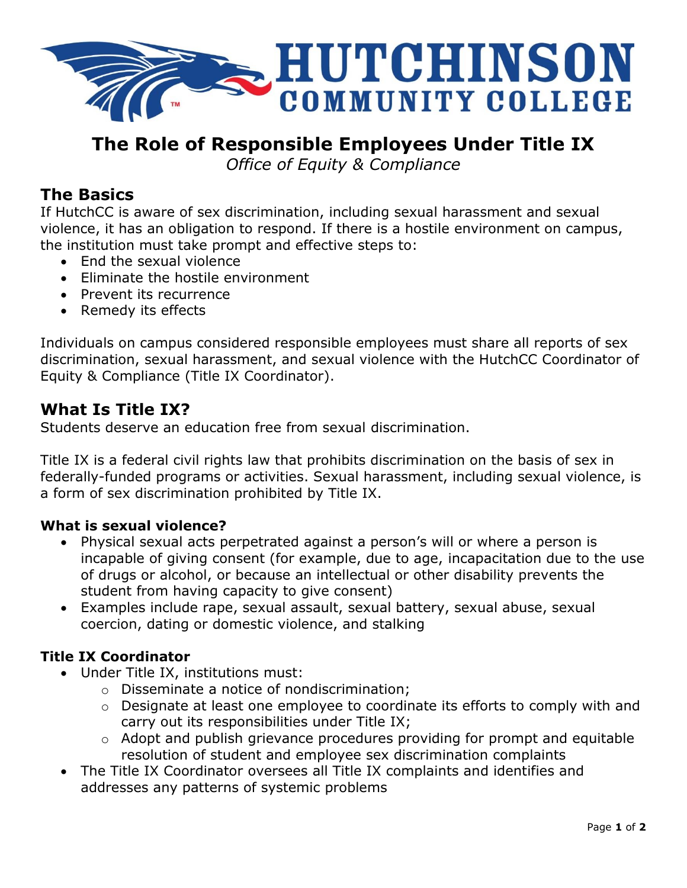# The Role of Responsible Employees Under Title IX

*Office of Equity & Compliance*

## The Basics

If HutchCC is aware of sex discrimination, including sexual harassment and sexual violence, it has an obligation to respond. If there is a hostile environment on campus, the institution must take prompt and effective steps to:

- End the sexual violence
- Eliminate the hostile environment
- Prevent its recurrence
- Remedy its effects

Individuals on campus considered responsible employees must share all reports of sex discrimination, sexual harassment, and sexual violence with the HutchCC Coordinator of Equity & Compliance (Title IX Coordinator).

## What Is Title IX?

Students deserve an education free from sexual discrimination.

Title IX is a federal civil rights law that prohibits discrimination on the basis of sex in federally-funded programs or activities. Sexual harassment, including sexual violence, is a form of sex discrimination prohibited by Title IX.

### What is sexual violence?

- Physical sexual acts perpetrated against a person's will or where a person is incapable of giving consent (for example, due to age, incapacitation due to the use of drugs or alcohol, or because an intellectual or other disability prevents the student from having capacity to give consent)
- Examples include rape, sexual assault, sexual battery, sexual abuse, sexual coercion, dating or domestic violence, and stalking

### Title IX Coordinator

- Under Title IX, institutions must:
  - Disseminate a notice of nondiscrimination;
  - Designate at least one employee to coordinate its efforts to comply with and carry out its responsibilities under Title IX;
  - Adopt and publish grievance procedures providing for prompt and equitable resolution of student and employee sex discrimination complaints
- The Title IX Coordinator oversees all Title IX complaints and identifies and addresses any patterns of systemic problems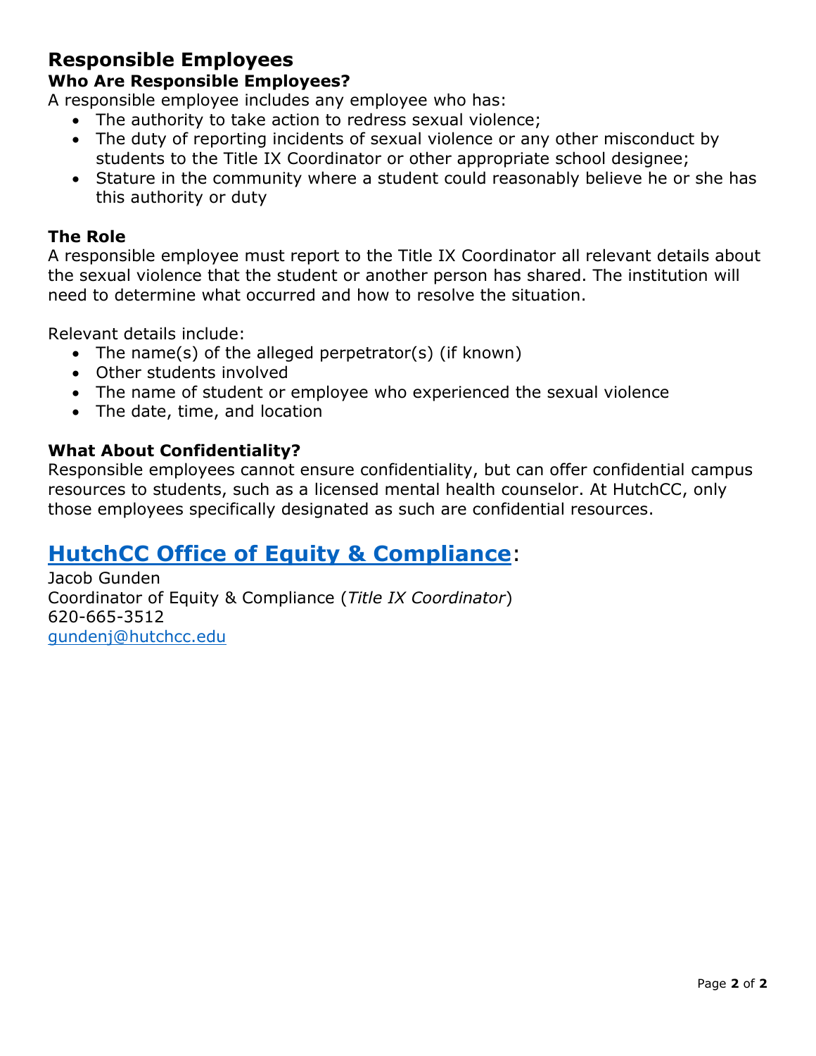## Responsible Employees

### Who Are Responsible Employees?

A responsible employee includes any employee who has:

- The authority to take action to redress sexual violence;
- The duty of reporting incidents of sexual violence or any other misconduct by students to the Title IX Coordinator or other appropriate school designee;
- Stature in the community where a student could reasonably believe he or she has this authority or duty

### The Role

A responsible employee must report to the Title IX Coordinator all relevant details about the sexual violence that the student or another person has shared. The institution will need to determine what occurred and how to resolve the situation.

Relevant details include:

- The name(s) of the alleged perpetrator(s) (if known)
- Other students involved
- The name of student or employee who experienced the sexual violence
- The date, time, and location

### What About Confidentiality?

Responsible employees cannot ensure confidentiality, but can offer confidential campus resources to students, such as a licensed mental health counselor. At HutchCC, only those employees specifically designated as such are confidential resources.

## HutchCC Office of Equity & Compliance:

Jacob Gunden
Coordinator of Equity & Compliance (*Title IX Coordinator*)
620-665-3512
gundenj@hutchcc.edu